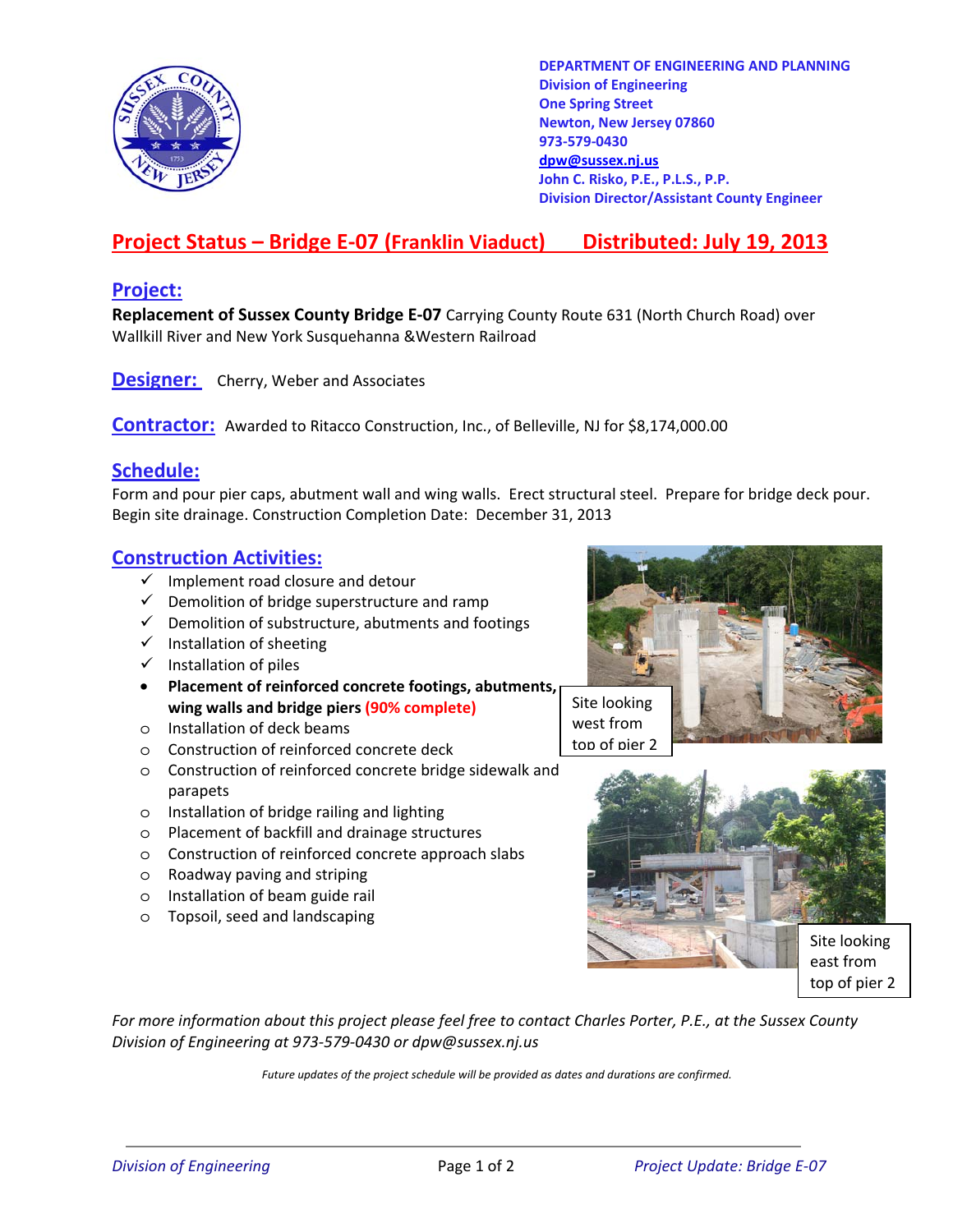**DEPARTMENT OF ENGINEERING AND PLANNING**
**Division of Engineering**
**One Spring Street**
**Newton, New Jersey 07860**
**973-579-0430**
**dpw@sussex.nj.us**
**John C. Risko, P.E., P.L.S., P.P.**
**Division Director/Assistant County Engineer**

# Project Status – Bridge E-07 (Franklin Viaduct) Distributed: July 19, 2013

## Project:

**Replacement of Sussex County Bridge E-07** Carrying County Route 631 (North Church Road) over Wallkill River and New York Susquehanna &Western Railroad

## Designer:

Cherry, Weber and Associates

## Contractor:

Awarded to Ritacco Construction, Inc., of Belleville, NJ for $8,174,000.00

## Schedule:

Form and pour pier caps, abutment wall and wing walls. Erect structural steel. Prepare for bridge deck pour. Begin site drainage. Construction Completion Date: December 31, 2013

## Construction Activities:

- ✓ Implement road closure and detour
- ✓ Demolition of bridge superstructure and ramp
- ✓ Demolition of substructure, abutments and footings
- ✓ Installation of sheeting
- ✓ Installation of piles
- **Placement of reinforced concrete footings, abutments, wing walls and bridge piers (90% complete)**
- o Installation of deck beams
- o Construction of reinforced concrete deck
- o Construction of reinforced concrete bridge sidewalk and parapets
- o Installation of bridge railing and lighting
- o Placement of backfill and drainage structures
- o Construction of reinforced concrete approach slabs
- o Roadway paving and striping
- o Installation of beam guide rail
- o Topsoil, seed and landscaping

Site looking west from top of pier 2

Site looking east from top of pier 2

*For more information about this project please feel free to contact Charles Porter, P.E., at the Sussex County Division of Engineering at 973-579-0430 or dpw@sussex.nj.us*

*Future updates of the project schedule will be provided as dates and durations are confirmed.*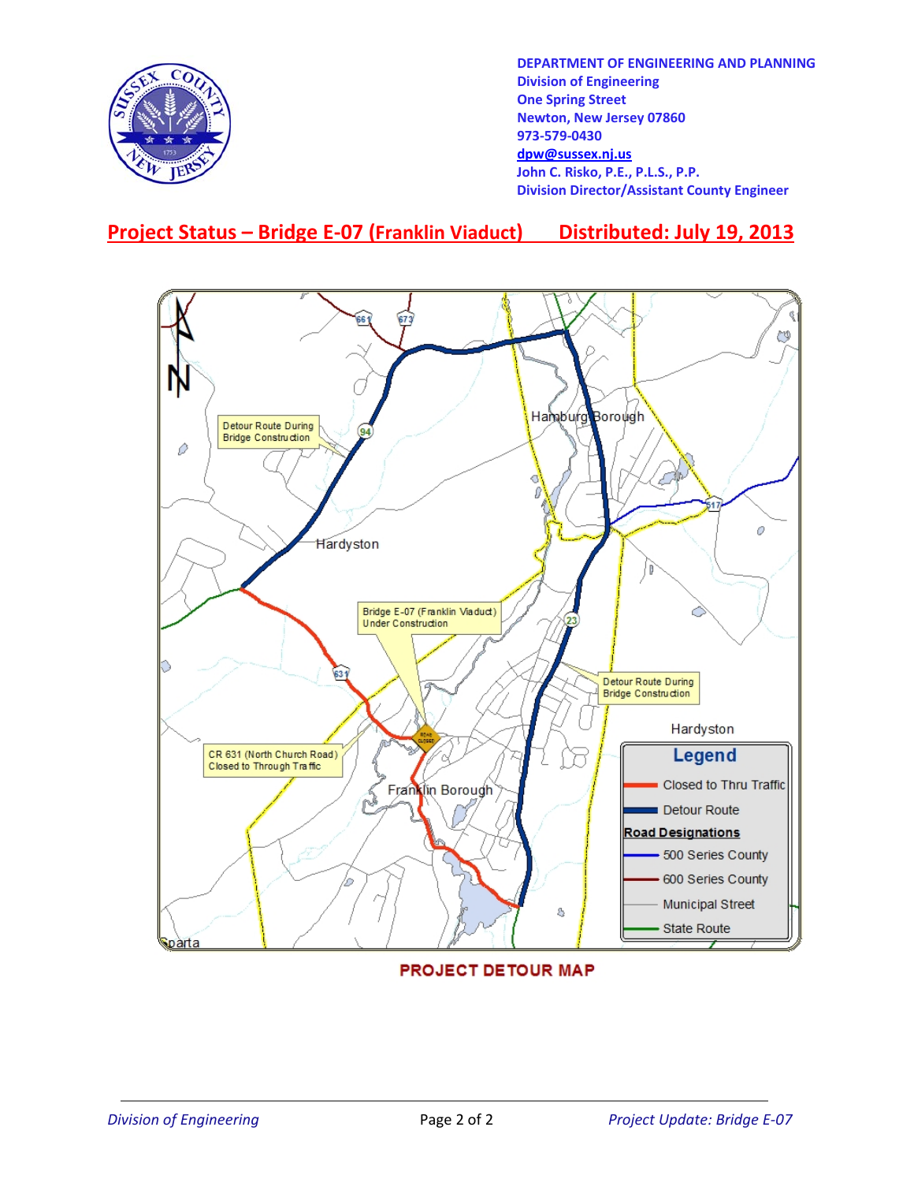**DEPARTMENT OF ENGINEERING AND PLANNING**
**Division of Engineering**
**One Spring Street**
**Newton, New Jersey 07860**
**973-579-0430**
**dpw@sussex.nj.us**
**John C. Risko, P.E., P.L.S., P.P.**
**Division Director/Assistant County Engineer**

## Project Status – Bridge E-07 (Franklin Viaduct) Distributed: July 19, 2013

Detour Route During Bridge Construction

Hamburg Borough

Hardyston

Bridge E-07 (Franklin Viaduct) Under Construction

Detour Route During Bridge Construction

Hardyston

CR 631 (North Church Road) Closed to Through Traffic

Franklin Borough

Sparta

661

673

94

517

23

631

**Legend**

Closed to Thru Traffic

Detour Route

**Road Designations**

500 Series County

600 Series County

Municipal Street

State Route

**PROJECT DETOUR MAP**